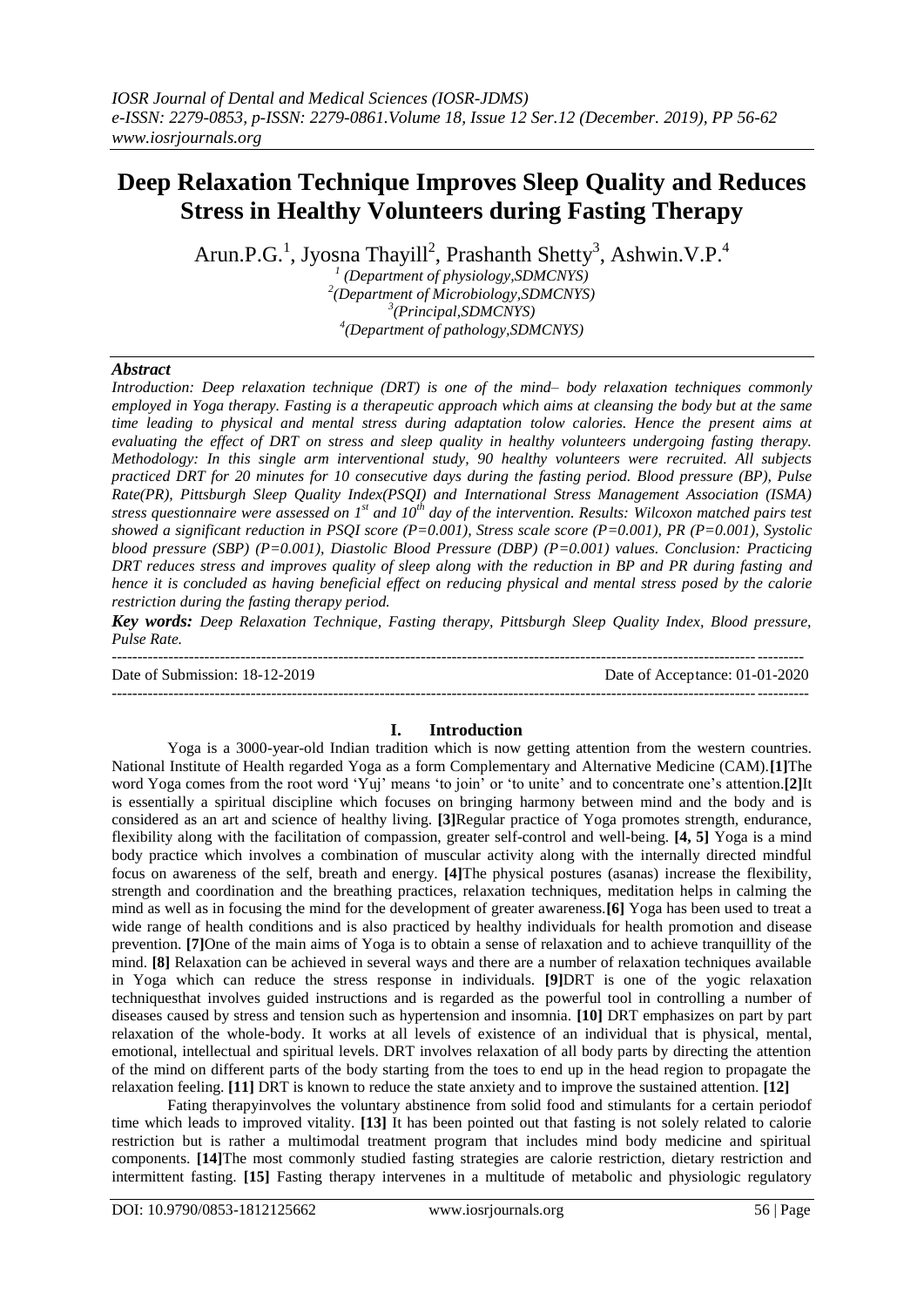*IOSR Journal of Dental and Medical Sciences (IOSR-JDMS)*
*e-ISSN: 2279-0853, p-ISSN: 2279-0861.Volume 18, Issue 12 Ser.12 (December. 2019), PP 56-62*
*www.iosrjournals.org*

# Deep Relaxation Technique Improves Sleep Quality and Reduces Stress in Healthy Volunteers during Fasting Therapy

Arun.P.G.[1], Jyosna Thayill[2], Prashanth Shetty[3], Ashwin.V.P.[4]

[1] (Department of physiology,SDMCNYS)
[2](Department of Microbiology,SDMCNYS)
[3](Principal,SDMCNYS)
[4](Department of pathology,SDMCNYS)

## Abstract

*Introduction: Deep relaxation technique (DRT) is one of the mind– body relaxation techniques commonly employed in Yoga therapy. Fasting is a therapeutic approach which aims at cleansing the body but at the same time leading to physical and mental stress during adaptation tolow calories. Hence the present aims at evaluating the effect of DRT on stress and sleep quality in healthy volunteers undergoing fasting therapy. Methodology: In this single arm interventional study, 90 healthy volunteers were recruited. All subjects practiced DRT for 20 minutes for 10 consecutive days during the fasting period. Blood pressure (BP), Pulse Rate(PR), Pittsburgh Sleep Quality Index(PSQI) and International Stress Management Association (ISMA) stress questionnaire were assessed on 1st and 10th day of the intervention. Results: Wilcoxon matched pairs test showed a significant reduction in PSQI score (P=0.001), Stress scale score (P=0.001), PR (P=0.001), Systolic blood pressure (SBP) (P=0.001), Diastolic Blood Pressure (DBP) (P=0.001) values. Conclusion: Practicing DRT reduces stress and improves quality of sleep along with the reduction in BP and PR during fasting and hence it is concluded as having beneficial effect on reducing physical and mental stress posed by the calorie restriction during the fasting therapy period.*

***Key words:** Deep Relaxation Technique, Fasting therapy, Pittsburgh Sleep Quality Index, Blood pressure, Pulse Rate.*

---

Date of Submission: 18-12-2019 Date of Acceptance: 01-01-2020

---

## I. Introduction

Yoga is a 3000-year-old Indian tradition which is now getting attention from the western countries. National Institute of Health regarded Yoga as a form Complementary and Alternative Medicine (CAM).**[1]**The word Yoga comes from the root word 'Yuj' means 'to join' or 'to unite' and to concentrate one's attention.**[2]**It is essentially a spiritual discipline which focuses on bringing harmony between mind and the body and is considered as an art and science of healthy living. **[3]**Regular practice of Yoga promotes strength, endurance, flexibility along with the facilitation of compassion, greater self-control and well-being. **[4, 5]** Yoga is a mind body practice which involves a combination of muscular activity along with the internally directed mindful focus on awareness of the self, breath and energy. **[4]**The physical postures (asanas) increase the flexibility, strength and coordination and the breathing practices, relaxation techniques, meditation helps in calming the mind as well as in focusing the mind for the development of greater awareness.**[6]** Yoga has been used to treat a wide range of health conditions and is also practiced by healthy individuals for health promotion and disease prevention. **[7]**One of the main aims of Yoga is to obtain a sense of relaxation and to achieve tranquillity of the mind. **[8]** Relaxation can be achieved in several ways and there are a number of relaxation techniques available in Yoga which can reduce the stress response in individuals. **[9]**DRT is one of the yogic relaxation techniquesthat involves guided instructions and is regarded as the powerful tool in controlling a number of diseases caused by stress and tension such as hypertension and insomnia. **[10]** DRT emphasizes on part by part relaxation of the whole-body. It works at all levels of existence of an individual that is physical, mental, emotional, intellectual and spiritual levels. DRT involves relaxation of all body parts by directing the attention of the mind on different parts of the body starting from the toes to end up in the head region to propagate the relaxation feeling. **[11]** DRT is known to reduce the state anxiety and to improve the sustained attention. **[12]**

Fating therapyinvolves the voluntary abstinence from solid food and stimulants for a certain periodof time which leads to improved vitality. **[13]** It has been pointed out that fasting is not solely related to calorie restriction but is rather a multimodal treatment program that includes mind body medicine and spiritual components. **[14]**The most commonly studied fasting strategies are calorie restriction, dietary restriction and intermittent fasting. **[15]** Fasting therapy intervenes in a multitude of metabolic and physiologic regulatory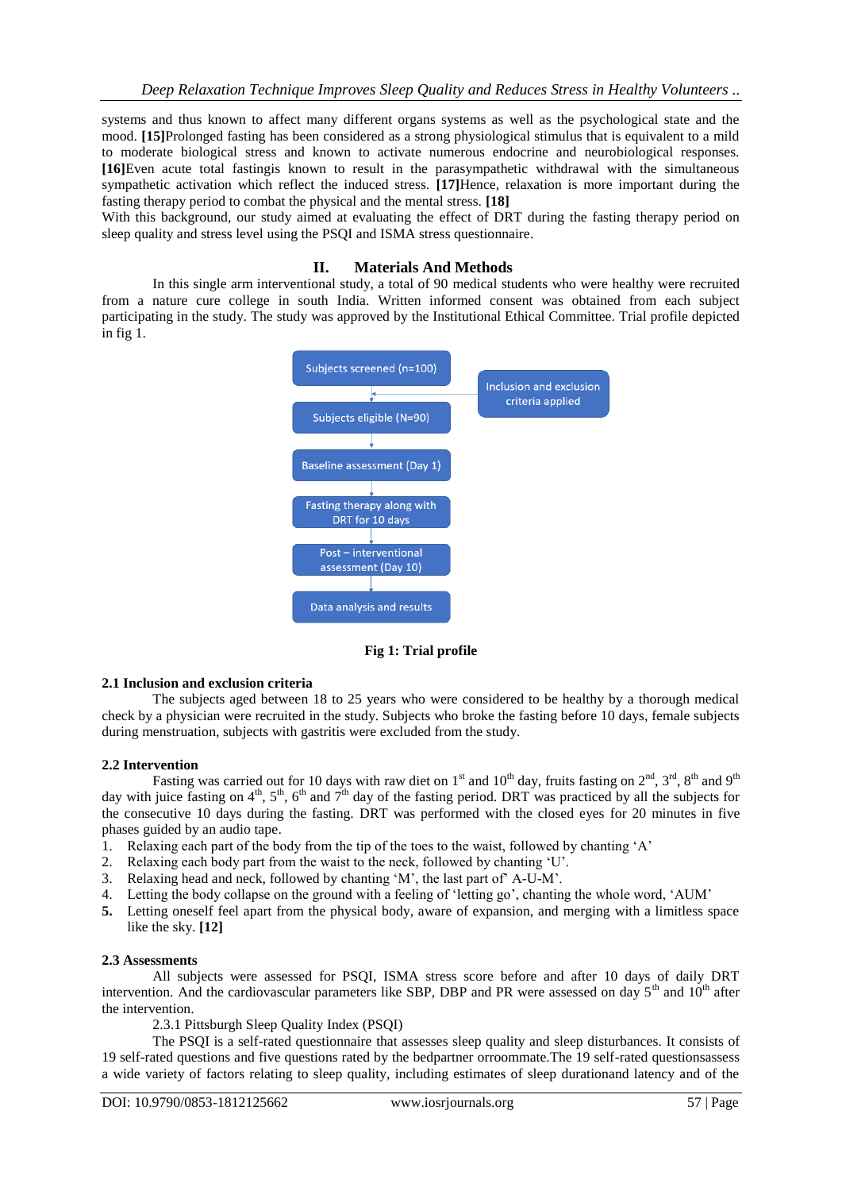systems and thus known to affect many different organs systems as well as the psychological state and the mood. **[15]**Prolonged fasting has been considered as a strong physiological stimulus that is equivalent to a mild to moderate biological stress and known to activate numerous endocrine and neurobiological responses. **[16]**Even acute total fastingis known to result in the parasympathetic withdrawal with the simultaneous sympathetic activation which reflect the induced stress. **[17]**Hence, relaxation is more important during the fasting therapy period to combat the physical and the mental stress. **[18]**

With this background, our study aimed at evaluating the effect of DRT during the fasting therapy period on sleep quality and stress level using the PSQI and ISMA stress questionnaire.

## II. Materials And Methods

In this single arm interventional study, a total of 90 medical students who were healthy were recruited from a nature cure college in south India. Written informed consent was obtained from each subject participating in the study. The study was approved by the Institutional Ethical Committee. Trial profile depicted in fig 1.

Subjects screened (n=100) → Inclusion and exclusion criteria applied → Subjects eligible (N=90) → Baseline assessment (Day 1) → Fasting therapy along with DRT for 10 days → Post – interventional assessment (Day 10) → Data analysis and results

**Fig 1: Trial profile**

### 2.1 Inclusion and exclusion criteria

The subjects aged between 18 to 25 years who were considered to be healthy by a thorough medical check by a physician were recruited in the study. Subjects who broke the fasting before 10 days, female subjects during menstruation, subjects with gastritis were excluded from the study.

### 2.2 Intervention

Fasting was carried out for 10 days with raw diet on 1st and 10th day, fruits fasting on 2nd, 3rd, 8th and 9th day with juice fasting on 4th, 5th, 6th and 7th day of the fasting period. DRT was practiced by all the subjects for the consecutive 10 days during the fasting. DRT was performed with the closed eyes for 20 minutes in five phases guided by an audio tape.

1. Relaxing each part of the body from the tip of the toes to the waist, followed by chanting 'A'
2. Relaxing each body part from the waist to the neck, followed by chanting 'U'.
3. Relaxing head and neck, followed by chanting 'M', the last part of' A-U-M'.
4. Letting the body collapse on the ground with a feeling of 'letting go', chanting the whole word, 'AUM'
5. Letting oneself feel apart from the physical body, aware of expansion, and merging with a limitless space like the sky. **[12]**

### 2.3 Assessments

All subjects were assessed for PSQI, ISMA stress score before and after 10 days of daily DRT intervention. And the cardiovascular parameters like SBP, DBP and PR were assessed on day 5th and 10th after the intervention.

2.3.1 Pittsburgh Sleep Quality Index (PSQI)

The PSQI is a self-rated questionnaire that assesses sleep quality and sleep disturbances. It consists of 19 self-rated questions and five questions rated by the bedpartner orroommate.The 19 self-rated questionsassess a wide variety of factors relating to sleep quality, including estimates of sleep durationand latency and of the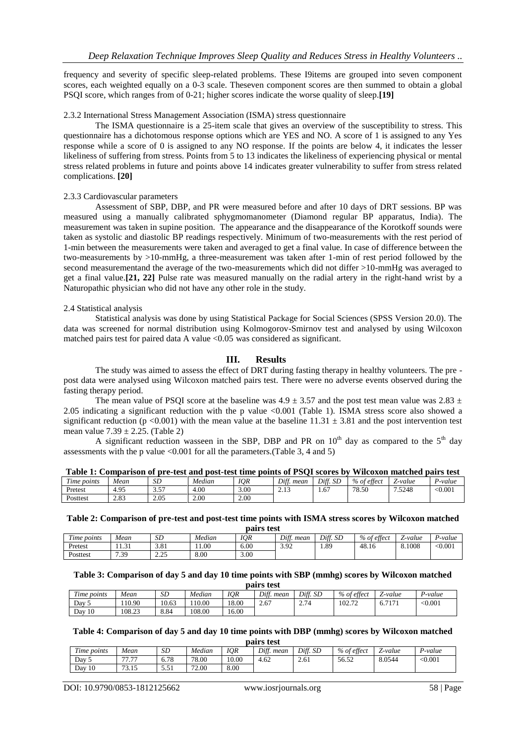frequency and severity of specific sleep-related problems. These I9items are grouped into seven component scores, each weighted equally on a 0-3 scale. Theseven component scores are then summed to obtain a global PSQI score, which ranges from of 0-21; higher scores indicate the worse quality of sleep.**[19]**

2.3.2 International Stress Management Association (ISMA) stress questionnaire

The ISMA questionnaire is a 25-item scale that gives an overview of the susceptibility to stress. This questionnaire has a dichotomous response options which are YES and NO. A score of 1 is assigned to any Yes response while a score of 0 is assigned to any NO response. If the points are below 4, it indicates the lesser likeliness of suffering from stress. Points from 5 to 13 indicates the likeliness of experiencing physical or mental stress related problems in future and points above 14 indicates greater vulnerability to suffer from stress related complications. **[20]**

2.3.3 Cardiovascular parameters

Assessment of SBP, DBP, and PR were measured before and after 10 days of DRT sessions. BP was measured using a manually calibrated sphygmomanometer (Diamond regular BP apparatus, India). The measurement was taken in supine position. The appearance and the disappearance of the Korotkoff sounds were taken as systolic and diastolic BP readings respectively. Minimum of two-measurements with the rest period of 1-min between the measurements were taken and averaged to get a final value. In case of difference between the two-measurements by >10-mmHg, a three-measurement was taken after 1-min of rest period followed by the second measurementand the average of the two-measurements which did not differ >10-mmHg was averaged to get a final value.**[21, 22]** Pulse rate was measured manually on the radial artery in the right-hand wrist by a Naturopathic physician who did not have any other role in the study.

2.4 Statistical analysis

Statistical analysis was done by using Statistical Package for Social Sciences (SPSS Version 20.0). The data was screened for normal distribution using Kolmogorov-Smirnov test and analysed by using Wilcoxon matched pairs test for paired data A value <0.05 was considered as significant.

## III. Results

The study was aimed to assess the effect of DRT during fasting therapy in healthy volunteers. The pre - post data were analysed using Wilcoxon matched pairs test. There were no adverse events observed during the fasting therapy period.

The mean value of PSQI score at the baseline was $4.9 \pm 3.57$ and the post test mean value was $2.83 \pm 2.05$ indicating a significant reduction with the p value <0.001 (Table 1). ISMA stress score also showed a significant reduction (p <0.001) with the mean value at the baseline $11.31 \pm 3.81$ and the post intervention test mean value $7.39 \pm 2.25$. (Table 2)

A significant reduction wasseen in the SBP, DBP and PR on $10^{th}$ day as compared to the $5^{th}$ day assessments with the p value <0.001 for all the parameters.(Table 3, 4 and 5)

**Table 1: Comparison of pre-test and post-test time points of PSQI scores by Wilcoxon matched pairs test**

| *Time points* | *Mean* | *SD* | *Median* | *IQR* | *Diff. mean* | *Diff. SD* | *% of effect* | *Z-value* | *P-value* |
|---|---|---|---|---|---|---|---|---|---|
| Pretest | 4.95 | 3.57 | 4.00 | 3.00 | 2.13 | 1.67 | 78.50 | 7.5248 | <0.001 |
| Posttest | 2.83 | 2.05 | 2.00 | 2.00 | | | | | |

**Table 2: Comparison of pre-test and post-test time points with ISMA stress scores by Wilcoxon matched pairs test**

| *Time points* | *Mean* | *SD* | *Median* | *IQR* | *Diff. mean* | *Diff. SD* | *% of effect* | *Z-value* | *P-value* |
|---|---|---|---|---|---|---|---|---|---|
| Pretest | 11.31 | 3.81 | 11.00 | 6.00 | 3.92 | 1.89 | 48.16 | 8.1008 | <0.001 |
| Posttest | 7.39 | 2.25 | 8.00 | 3.00 | | | | | |

**Table 3: Comparison of day 5 and day 10 time points with SBP (mmhg) scores by Wilcoxon matched pairs test**

| *Time points* | *Mean* | *SD* | *Median* | *IQR* | *Diff. mean* | *Diff. SD* | *% of effect* | *Z-value* | *P-value* |
|---|---|---|---|---|---|---|---|---|---|
| Day 5 | 110.90 | 10.63 | 110.00 | 18.00 | 2.67 | 2.74 | 102.72 | 6.7171 | <0.001 |
| Day 10 | 108.23 | 8.84 | 108.00 | 16.00 | | | | | |

**Table 4: Comparison of day 5 and day 10 time points with DBP (mmhg) scores by Wilcoxon matched pairs test**

| *Time points* | *Mean* | *SD* | *Median* | *IQR* | *Diff. mean* | *Diff. SD* | *% of effect* | *Z-value* | *P-value* |
|---|---|---|---|---|---|---|---|---|---|
| Day 5 | 77.77 | 6.78 | 78.00 | 10.00 | 4.62 | 2.61 | 56.52 | 8.0544 | <0.001 |
| Day 10 | 73.15 | 5.51 | 72.00 | 8.00 | | | | | |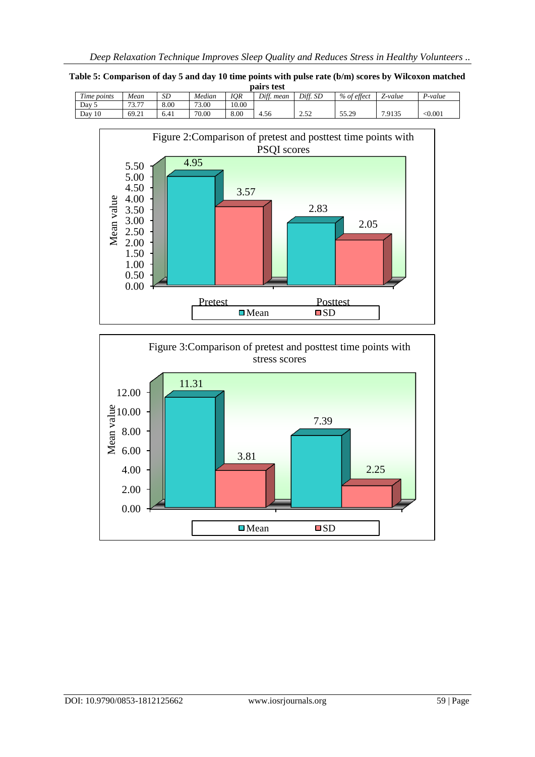**Table 5: Comparison of day 5 and day 10 time points with pulse rate (b/m) scores by Wilcoxon matched pairs test**

| *Time points* | *Mean* | *SD* | *Median* | *IQR* | *Diff. mean* | *Diff. SD* | *% of effect* | *Z-value* | *P-value* |
|---|---|---|---|---|---|---|---|---|---|
| Day 5 | 73.77 | 8.00 | 73.00 | 10.00 | 4.56 | 2.52 | 55.29 | 7.9135 | <0.001 |
| Day 10 | 69.21 | 6.41 | 70.00 | 8.00 | | | | | |

Figure 2:Comparison of pretest and posttest time points with PSQI scores

| | Mean | SD |
|---|---|---|
| Pretest | 4.95 | 3.57 |
| Posttest | 2.83 | 2.05 |

Figure 3:Comparison of pretest and posttest time points with stress scores

| | Mean | SD |
|---|---|---|
| Pretest | 11.31 | 3.81 |
| Posttest | 7.39 | 2.25 |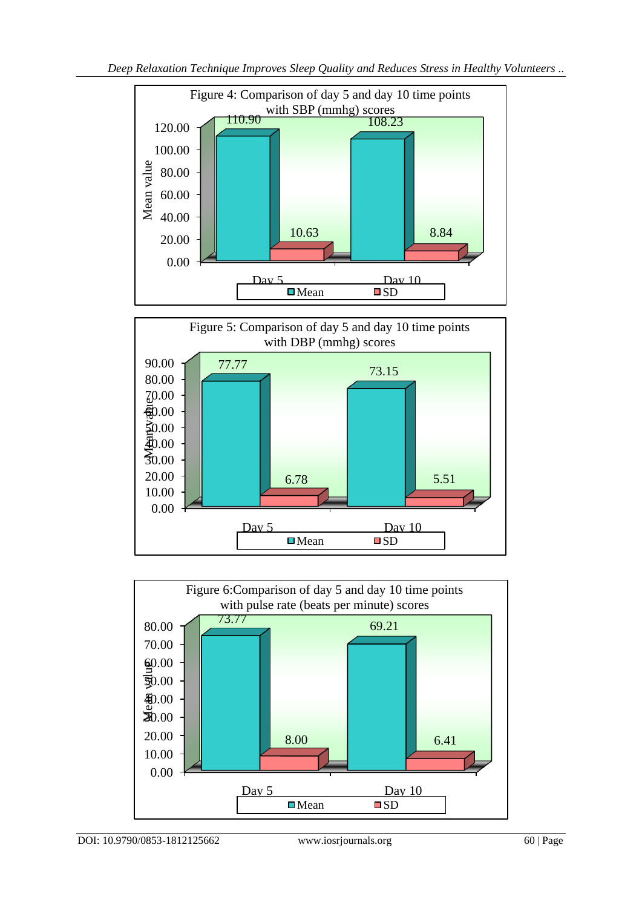Figure 4: Comparison of day 5 and day 10 time points with SBP (mmhg) scores

| | Day 5 | Day 10 |
|---|---|---|
| Mean | 110.90 | 108.23 |
| SD | 10.63 | 8.84 |

Figure 5: Comparison of day 5 and day 10 time points with DBP (mmhg) scores

| | Day 5 | Day 10 |
|---|---|---|
| Mean | 77.77 | 73.15 |
| SD | 6.78 | 5.51 |

Figure 6:Comparison of day 5 and day 10 time points with pulse rate (beats per minute) scores

| | Day 5 | Day 10 |
|---|---|---|
| Mean | 73.77 | 69.21 |
| SD | 8.00 | 6.41 |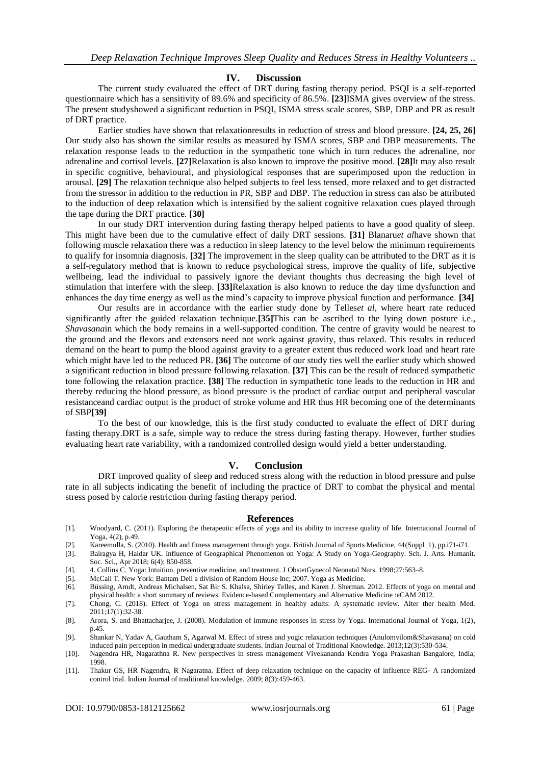## IV. Discussion

The current study evaluated the effect of DRT during fasting therapy period. PSQI is a self-reported questionnaire which has a sensitivity of 89.6% and specificity of 86.5%. **[23]**ISMA gives overview of the stress. The present studyshowed a significant reduction in PSQI, ISMA stress scale scores, SBP, DBP and PR as result of DRT practice.

Earlier studies have shown that relaxationresults in reduction of stress and blood pressure. **[24, 25, 26]** Our study also has shown the similar results as measured by ISMA scores, SBP and DBP measurements. The relaxation response leads to the reduction in the sympathetic tone which in turn reduces the adrenaline, nor adrenaline and cortisol levels. **[27]**Relaxation is also known to improve the positive mood. **[28]**It may also result in specific cognitive, behavioural, and physiological responses that are superimposed upon the reduction in arousal. **[29]** The relaxation technique also helped subjects to feel less tensed, more relaxed and to get distracted from the stressor in addition to the reduction in PR, SBP and DBP. The reduction in stress can also be attributed to the induction of deep relaxation which is intensified by the salient cognitive relaxation cues played through the tape during the DRT practice. **[30]**

In our study DRT intervention during fasting therapy helped patients to have a good quality of sleep. This might have been due to the cumulative effect of daily DRT sessions. **[31]** Blanaru*et al*have shown that following muscle relaxation there was a reduction in sleep latency to the level below the minimum requirements to qualify for insomnia diagnosis. **[32]** The improvement in the sleep quality can be attributed to the DRT as it is a self-regulatory method that is known to reduce psychological stress, improve the quality of life, subjective wellbeing, lead the individual to passively ignore the deviant thoughts thus decreasing the high level of stimulation that interfere with the sleep. **[33]**Relaxation is also known to reduce the day time dysfunction and enhances the day time energy as well as the mind's capacity to improve physical function and performance. **[34]**

Our results are in accordance with the earlier study done by Telles*et al*, where heart rate reduced significantly after the guided relaxation technique.**[35]**This can be ascribed to the lying down posture i.e., *Shavasana*in which the body remains in a well-supported condition. The centre of gravity would be nearest to the ground and the flexors and extensors need not work against gravity, thus relaxed. This results in reduced demand on the heart to pump the blood against gravity to a greater extent thus reduced work load and heart rate which might have led to the reduced PR. **[36]** The outcome of our study ties well the earlier study which showed a significant reduction in blood pressure following relaxation. **[37]** This can be the result of reduced sympathetic tone following the relaxation practice. **[38]** The reduction in sympathetic tone leads to the reduction in HR and thereby reducing the blood pressure, as blood pressure is the product of cardiac output and peripheral vascular resistanceand cardiac output is the product of stroke volume and HR thus HR becoming one of the determinants of SBP**[39]**

To the best of our knowledge, this is the first study conducted to evaluate the effect of DRT during fasting therapy.DRT is a safe, simple way to reduce the stress during fasting therapy. However, further studies evaluating heart rate variability, with a randomized controlled design would yield a better understanding.

## V. Conclusion

DRT improved quality of sleep and reduced stress along with the reduction in blood pressure and pulse rate in all subjects indicating the benefit of including the practice of DRT to combat the physical and mental stress posed by calorie restriction during fasting therapy period.

## References

[1]. Woodyard, C. (2011). Exploring the therapeutic effects of yoga and its ability to increase quality of life. International Journal of Yoga, 4(2), p.49.

[2]. Kareemulla, S. (2010). Health and fitness management through yoga. British Journal of Sports Medicine, 44(Suppl_1), pp.i71-i71.

[3]. Bairagya H, Haldar UK. Influence of Geographical Phenomenon on Yoga: A Study on Yoga-Geography. Sch. J. Arts. Humanit. Soc. Sci., Apr 2018; 6(4): 850-858.

[4]. 4. Collins C. Yoga: Intuition, preventive medicine, and treatment. J ObstetGynecol Neonatal Nurs. 1998;27:563–8.

[5]. McCall T. New York: Bantam Dell a division of Random House Inc; 2007. Yoga as Medicine.

[6]. Büssing, Arndt, Andreas Michalsen, Sat Bir S. Khalsa, Shirley Telles, and Karen J. Sherman. 2012. Effects of yoga on mental and physical health: a short summary of reviews. Evidence-based Complementary and Alternative Medicine :eCAM 2012.

[7]. Chong, C. (2018). Effect of Yoga on stress management in healthy adults: A systematic review. Alter ther health Med. 2011;17(1):32-38.

[8]. Arora, S. and Bhattacharjee, J. (2008). Modulation of immune responses in stress by Yoga. International Journal of Yoga, 1(2), p.45.

[9]. Shankar N, Yadav A, Gautham S, Agarwal M. Effect of stress and yogic relaxation techniques (Anulomvilom&Shavasana) on cold induced pain perception in medical undergraduate students. Indian Journal of Traditional Knowledge. 2013;12(3):530-534.

[10]. Nagendra HR, Nagarathna R. New perspectives in stress management Vivekananda Kendra Yoga Prakashan Bangalore, India; 1998.

[11]. Thakur GS, HR Nagendra, R Nagaratna. Effect of deep relaxation technique on the capacity of influence REG- A randomized control trial. Indian Journal of traditional knowledge. 2009; 8(3):459-463.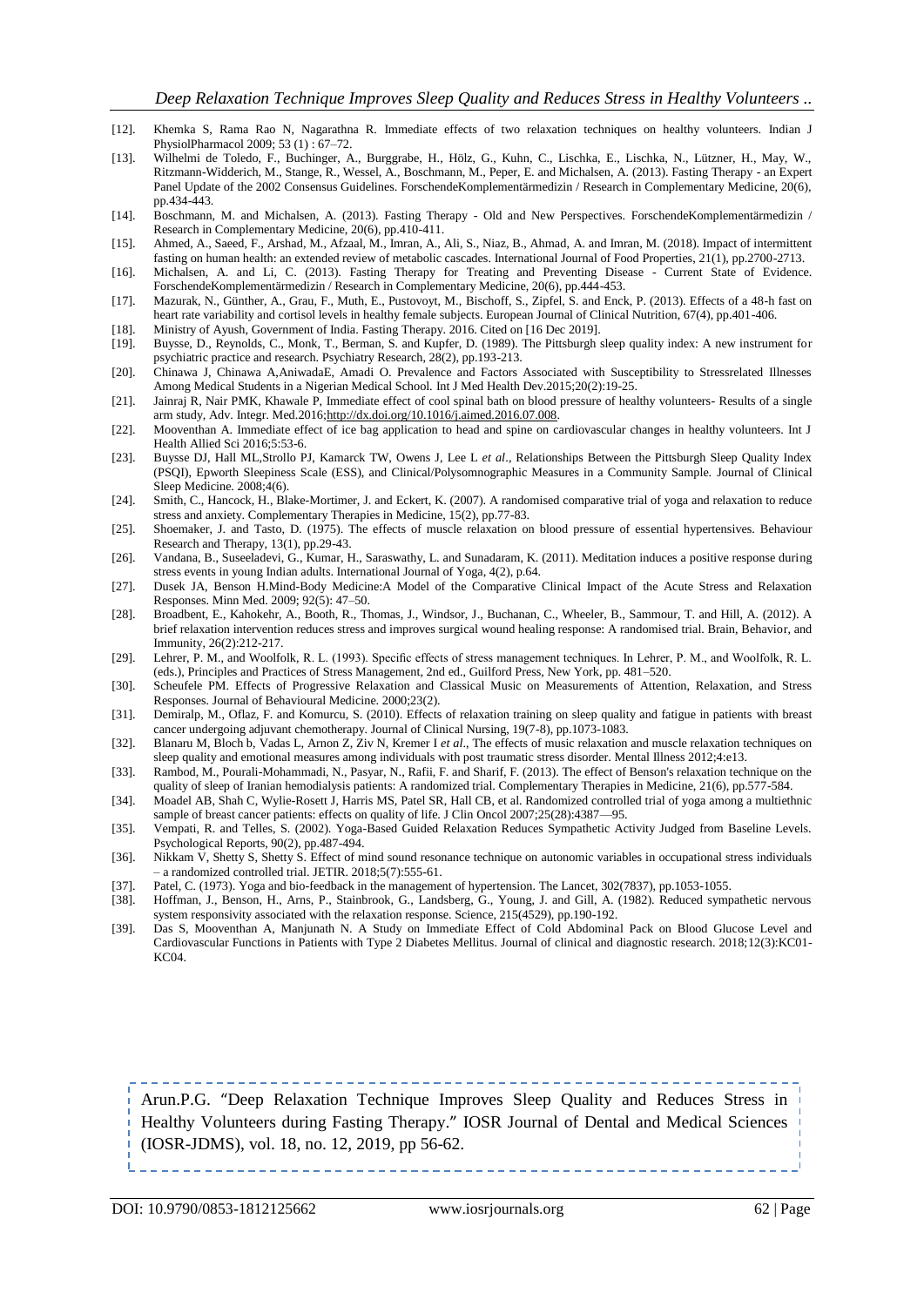[12]. Khemka S, Rama Rao N, Nagarathna R. Immediate effects of two relaxation techniques on healthy volunteers. Indian J PhysiolPharmacol 2009; 53 (1) : 67–72.

[13]. Wilhelmi de Toledo, F., Buchinger, A., Burggrabe, H., Hölz, G., Kuhn, C., Lischka, E., Lischka, N., Lützner, H., May, W., Ritzmann-Widderich, M., Stange, R., Wessel, A., Boschmann, M., Peper, E. and Michalsen, A. (2013). Fasting Therapy - an Expert Panel Update of the 2002 Consensus Guidelines. ForschendeKomplementärmedizin / Research in Complementary Medicine, 20(6), pp.434-443.

[14]. Boschmann, M. and Michalsen, A. (2013). Fasting Therapy - Old and New Perspectives. ForschendeKomplementärmedizin / Research in Complementary Medicine, 20(6), pp.410-411.

[15]. Ahmed, A., Saeed, F., Arshad, M., Afzaal, M., Imran, A., Ali, S., Niaz, B., Ahmad, A. and Imran, M. (2018). Impact of intermittent fasting on human health: an extended review of metabolic cascades. International Journal of Food Properties, 21(1), pp.2700-2713.

[16]. Michalsen, A. and Li, C. (2013). Fasting Therapy for Treating and Preventing Disease - Current State of Evidence. ForschendeKomplementärmedizin / Research in Complementary Medicine, 20(6), pp.444-453.

[17]. Mazurak, N., Günther, A., Grau, F., Muth, E., Pustovoyt, M., Bischoff, S., Zipfel, S. and Enck, P. (2013). Effects of a 48-h fast on heart rate variability and cortisol levels in healthy female subjects. European Journal of Clinical Nutrition, 67(4), pp.401-406.

[18]. Ministry of Ayush, Government of India. Fasting Therapy. 2016. Cited on [16 Dec 2019].

[19]. Buysse, D., Reynolds, C., Monk, T., Berman, S. and Kupfer, D. (1989). The Pittsburgh sleep quality index: A new instrument for psychiatric practice and research. Psychiatry Research, 28(2), pp.193-213.

[20]. Chinawa J, Chinawa A,AniwadaE, Amadi O. Prevalence and Factors Associated with Susceptibility to Stressrelated Illnesses Among Medical Students in a Nigerian Medical School. Int J Med Health Dev.2015;20(2):19-25.

[21]. Jainraj R, Nair PMK, Khawale P, Immediate effect of cool spinal bath on blood pressure of healthy volunteers- Results of a single arm study, Adv. Integr. Med.2016;http://dx.doi.org/10.1016/j.aimed.2016.07.008.

[22]. Mooventhan A. Immediate effect of ice bag application to head and spine on cardiovascular changes in healthy volunteers. Int J Health Allied Sci 2016;5:53-6.

[23]. Buysse DJ, Hall ML,Strollo PJ, Kamarck TW, Owens J, Lee L *et al*., Relationships Between the Pittsburgh Sleep Quality Index (PSQI), Epworth Sleepiness Scale (ESS), and Clinical/Polysomnographic Measures in a Community Sample. Journal of Clinical Sleep Medicine. 2008;4(6).

[24]. Smith, C., Hancock, H., Blake-Mortimer, J. and Eckert, K. (2007). A randomised comparative trial of yoga and relaxation to reduce stress and anxiety. Complementary Therapies in Medicine, 15(2), pp.77-83.

[25]. Shoemaker, J. and Tasto, D. (1975). The effects of muscle relaxation on blood pressure of essential hypertensives. Behaviour Research and Therapy, 13(1), pp.29-43.

[26]. Vandana, B., Suseeladevi, G., Kumar, H., Saraswathy, L. and Sunadaram, K. (2011). Meditation induces a positive response during stress events in young Indian adults. International Journal of Yoga, 4(2), p.64.

[27]. Dusek JA, Benson H.Mind-Body Medicine:A Model of the Comparative Clinical Impact of the Acute Stress and Relaxation Responses. Minn Med. 2009; 92(5): 47–50.

[28]. Broadbent, E., Kahokehr, A., Booth, R., Thomas, J., Windsor, J., Buchanan, C., Wheeler, B., Sammour, T. and Hill, A. (2012). A brief relaxation intervention reduces stress and improves surgical wound healing response: A randomised trial. Brain, Behavior, and Immunity, 26(2):212-217.

[29]. Lehrer, P. M., and Woolfolk, R. L. (1993). Specific effects of stress management techniques. In Lehrer, P. M., and Woolfolk, R. L. (eds.), Principles and Practices of Stress Management, 2nd ed., Guilford Press, New York, pp. 481–520.

[30]. Scheufele PM. Effects of Progressive Relaxation and Classical Music on Measurements of Attention, Relaxation, and Stress Responses. Journal of Behavioural Medicine. 2000;23(2).

[31]. Demiralp, M., Oflaz, F. and Komurcu, S. (2010). Effects of relaxation training on sleep quality and fatigue in patients with breast cancer undergoing adjuvant chemotherapy. Journal of Clinical Nursing, 19(7-8), pp.1073-1083.

[32]. Blanaru M, Bloch b, Vadas L, Arnon Z, Ziv N, Kremer I *et al*., The effects of music relaxation and muscle relaxation techniques on sleep quality and emotional measures among individuals with post traumatic stress disorder. Mental Illness 2012;4:e13.

[33]. Rambod, M., Pourali-Mohammadi, N., Pasyar, N., Rafii, F. and Sharif, F. (2013). The effect of Benson's relaxation technique on the quality of sleep of Iranian hemodialysis patients: A randomized trial. Complementary Therapies in Medicine, 21(6), pp.577-584.

[34]. Moadel AB, Shah C, Wylie-Rosett J, Harris MS, Patel SR, Hall CB, et al. Randomized controlled trial of yoga among a multiethnic sample of breast cancer patients: effects on quality of life. J Clin Oncol 2007;25(28):4387—95.

[35]. Vempati, R. and Telles, S. (2002). Yoga-Based Guided Relaxation Reduces Sympathetic Activity Judged from Baseline Levels. Psychological Reports, 90(2), pp.487-494.

[36]. Nikkam V, Shetty S, Shetty S. Effect of mind sound resonance technique on autonomic variables in occupational stress individuals – a randomized controlled trial. JETIR. 2018;5(7):555-61.

[37]. Patel, C. (1973). Yoga and bio-feedback in the management of hypertension. The Lancet, 302(7837), pp.1053-1055.

[38]. Hoffman, J., Benson, H., Arns, P., Stainbrook, G., Landsberg, G., Young, J. and Gill, A. (1982). Reduced sympathetic nervous system responsivity associated with the relaxation response. Science, 215(4529), pp.190-192.

[39]. Das S, Mooventhan A, Manjunath N. A Study on Immediate Effect of Cold Abdominal Pack on Blood Glucose Level and Cardiovascular Functions in Patients with Type 2 Diabetes Mellitus. Journal of clinical and diagnostic research. 2018;12(3):KC01-KC04.

Arun.P.G. "Deep Relaxation Technique Improves Sleep Quality and Reduces Stress in Healthy Volunteers during Fasting Therapy." IOSR Journal of Dental and Medical Sciences (IOSR-JDMS), vol. 18, no. 12, 2019, pp 56-62.